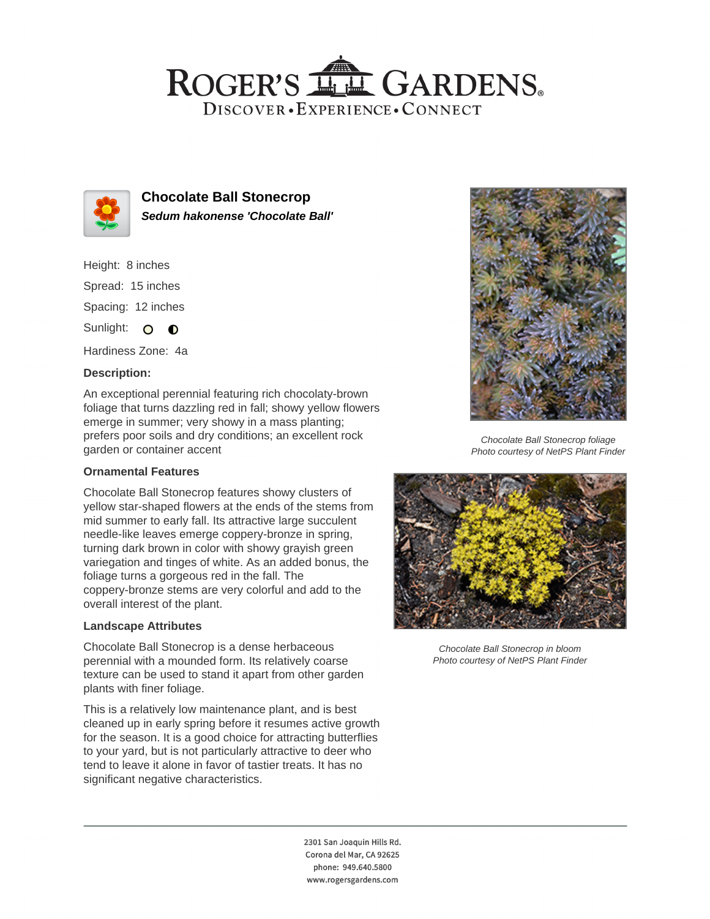# ROGER'S GARDENS

DISCOVER • EXPERIENCE • CONNECT

## Chocolate Ball Stonecrop

***Sedum hakonense 'Chocolate Ball'***

Height: 8 inches

Spread: 15 inches

Spacing: 12 inches

Sunlight:

Hardiness Zone: 4a

### Description:

An exceptional perennial featuring rich chocolaty-brown foliage that turns dazzling red in fall; showy yellow flowers emerge in summer; very showy in a mass planting; prefers poor soils and dry conditions; an excellent rock garden or container accent

### Ornamental Features

Chocolate Ball Stonecrop features showy clusters of yellow star-shaped flowers at the ends of the stems from mid summer to early fall. Its attractive large succulent needle-like leaves emerge coppery-bronze in spring, turning dark brown in color with showy grayish green variegation and tinges of white. As an added bonus, the foliage turns a gorgeous red in the fall. The coppery-bronze stems are very colorful and add to the overall interest of the plant.

### Landscape Attributes

Chocolate Ball Stonecrop is a dense herbaceous perennial with a mounded form. Its relatively coarse texture can be used to stand it apart from other garden plants with finer foliage.

This is a relatively low maintenance plant, and is best cleaned up in early spring before it resumes active growth for the season. It is a good choice for attracting butterflies to your yard, but is not particularly attractive to deer who tend to leave it alone in favor of tastier treats. It has no significant negative characteristics.

*Chocolate Ball Stonecrop foliage*
*Photo courtesy of NetPS Plant Finder*

*Chocolate Ball Stonecrop in bloom*
*Photo courtesy of NetPS Plant Finder*

2301 San Joaquin Hills Rd.
Corona del Mar, CA 92625
phone: 949.640.5800
www.rogersgardens.com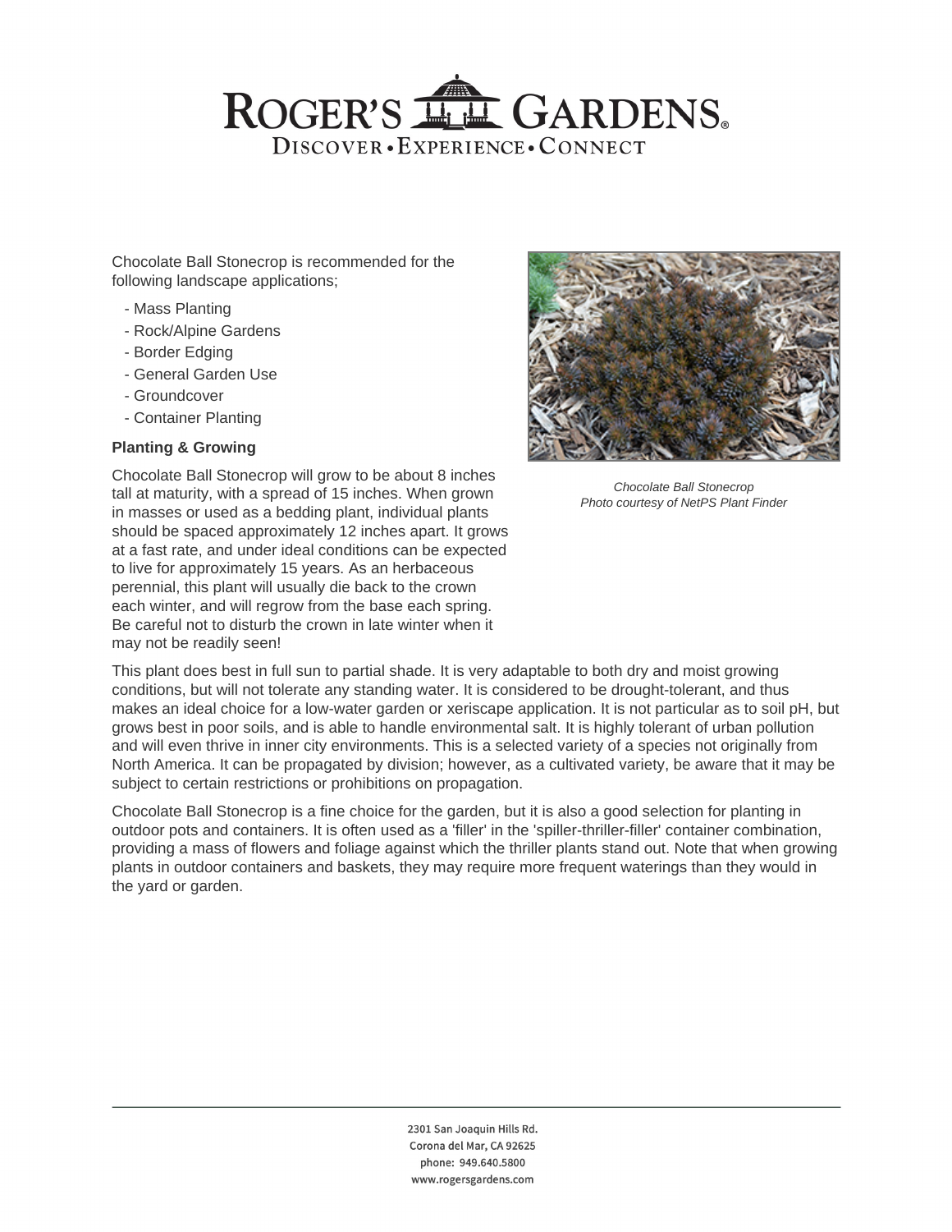Chocolate Ball Stonecrop is recommended for the following landscape applications;

- Mass Planting
- Rock/Alpine Gardens
- Border Edging
- General Garden Use
- Groundcover
- Container Planting

*Chocolate Ball Stonecrop*
*Photo courtesy of NetPS Plant Finder*

**Planting & Growing**

Chocolate Ball Stonecrop will grow to be about 8 inches tall at maturity, with a spread of 15 inches. When grown in masses or used as a bedding plant, individual plants should be spaced approximately 12 inches apart. It grows at a fast rate, and under ideal conditions can be expected to live for approximately 15 years. As an herbaceous perennial, this plant will usually die back to the crown each winter, and will regrow from the base each spring. Be careful not to disturb the crown in late winter when it may not be readily seen!

This plant does best in full sun to partial shade. It is very adaptable to both dry and moist growing conditions, but will not tolerate any standing water. It is considered to be drought-tolerant, and thus makes an ideal choice for a low-water garden or xeriscape application. It is not particular as to soil pH, but grows best in poor soils, and is able to handle environmental salt. It is highly tolerant of urban pollution and will even thrive in inner city environments. This is a selected variety of a species not originally from North America. It can be propagated by division; however, as a cultivated variety, be aware that it may be subject to certain restrictions or prohibitions on propagation.

Chocolate Ball Stonecrop is a fine choice for the garden, but it is also a good selection for planting in outdoor pots and containers. It is often used as a 'filler' in the 'spiller-thriller-filler' container combination, providing a mass of flowers and foliage against which the thriller plants stand out. Note that when growing plants in outdoor containers and baskets, they may require more frequent waterings than they would in the yard or garden.